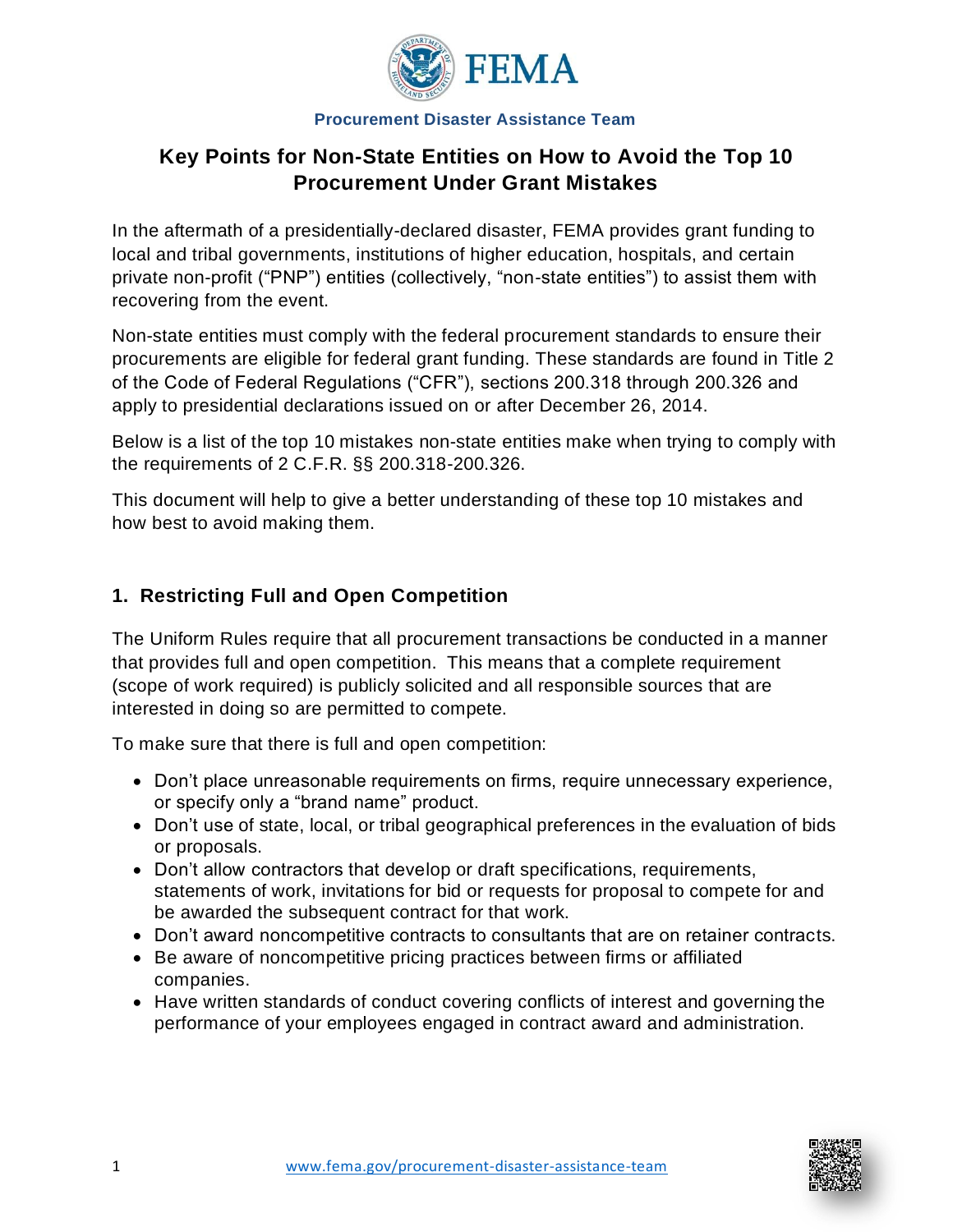**Procurement Disaster Assistance Team**

# Key Points for Non-State Entities on How to Avoid the Top 10 Procurement Under Grant Mistakes

In the aftermath of a presidentially-declared disaster, FEMA provides grant funding to local and tribal governments, institutions of higher education, hospitals, and certain private non-profit ("PNP") entities (collectively, "non-state entities") to assist them with recovering from the event.

Non-state entities must comply with the federal procurement standards to ensure their procurements are eligible for federal grant funding. These standards are found in Title 2 of the Code of Federal Regulations ("CFR"), sections 200.318 through 200.326 and apply to presidential declarations issued on or after December 26, 2014.

Below is a list of the top 10 mistakes non-state entities make when trying to comply with the requirements of 2 C.F.R. §§ 200.318-200.326.

This document will help to give a better understanding of these top 10 mistakes and how best to avoid making them.

## 1. Restricting Full and Open Competition

The Uniform Rules require that all procurement transactions be conducted in a manner that provides full and open competition. This means that a complete requirement (scope of work required) is publicly solicited and all responsible sources that are interested in doing so are permitted to compete.

To make sure that there is full and open competition:

- Don't place unreasonable requirements on firms, require unnecessary experience, or specify only a "brand name" product.
- Don't use of state, local, or tribal geographical preferences in the evaluation of bids or proposals.
- Don't allow contractors that develop or draft specifications, requirements, statements of work, invitations for bid or requests for proposal to compete for and be awarded the subsequent contract for that work.
- Don't award noncompetitive contracts to consultants that are on retainer contracts.
- Be aware of noncompetitive pricing practices between firms or affiliated companies.
- Have written standards of conduct covering conflicts of interest and governing the performance of your employees engaged in contract award and administration.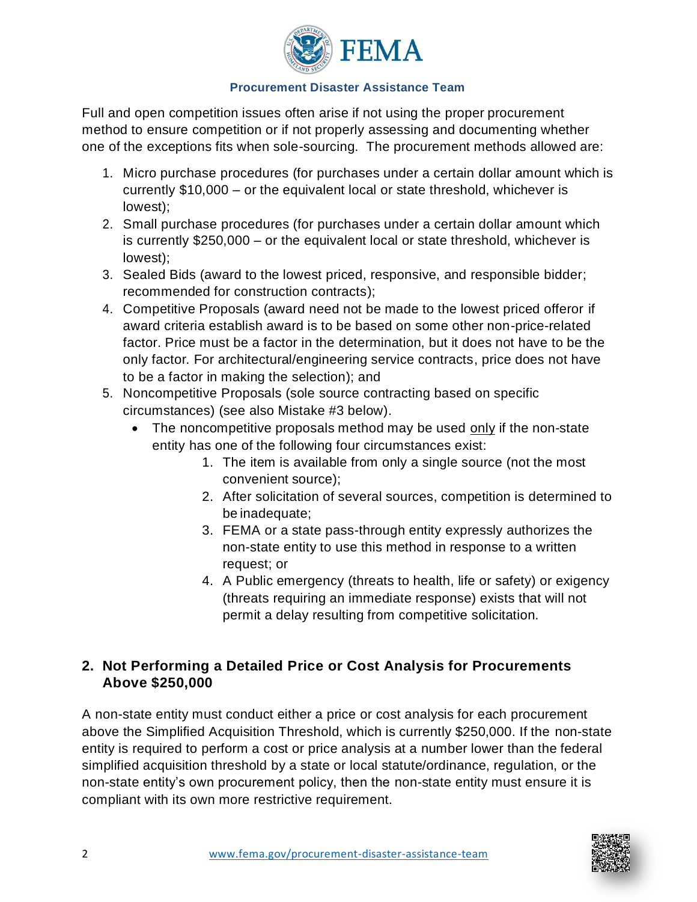Full and open competition issues often arise if not using the proper procurement method to ensure competition or if not properly assessing and documenting whether one of the exceptions fits when sole-sourcing. The procurement methods allowed are:

1. Micro purchase procedures (for purchases under a certain dollar amount which is currently $10,000 – or the equivalent local or state threshold, whichever is lowest);
2. Small purchase procedures (for purchases under a certain dollar amount which is currently $250,000 – or the equivalent local or state threshold, whichever is lowest);
3. Sealed Bids (award to the lowest priced, responsive, and responsible bidder; recommended for construction contracts);
4. Competitive Proposals (award need not be made to the lowest priced offeror if award criteria establish award is to be based on some other non-price-related factor. Price must be a factor in the determination, but it does not have to be the only factor. For architectural/engineering service contracts, price does not have to be a factor in making the selection); and
5. Noncompetitive Proposals (sole source contracting based on specific circumstances) (see also Mistake #3 below).
   - The noncompetitive proposals method may be used only if the non-state entity has one of the following four circumstances exist:
     1. The item is available from only a single source (not the most convenient source);
     2. After solicitation of several sources, competition is determined to be inadequate;
     3. FEMA or a state pass-through entity expressly authorizes the non-state entity to use this method in response to a written request; or
     4. A Public emergency (threats to health, life or safety) or exigency (threats requiring an immediate response) exists that will not permit a delay resulting from competitive solicitation.

## 2. Not Performing a Detailed Price or Cost Analysis for Procurements Above $250,000

A non-state entity must conduct either a price or cost analysis for each procurement above the Simplified Acquisition Threshold, which is currently $250,000. If the non-state entity is required to perform a cost or price analysis at a number lower than the federal simplified acquisition threshold by a state or local statute/ordinance, regulation, or the non-state entity's own procurement policy, then the non-state entity must ensure it is compliant with its own more restrictive requirement.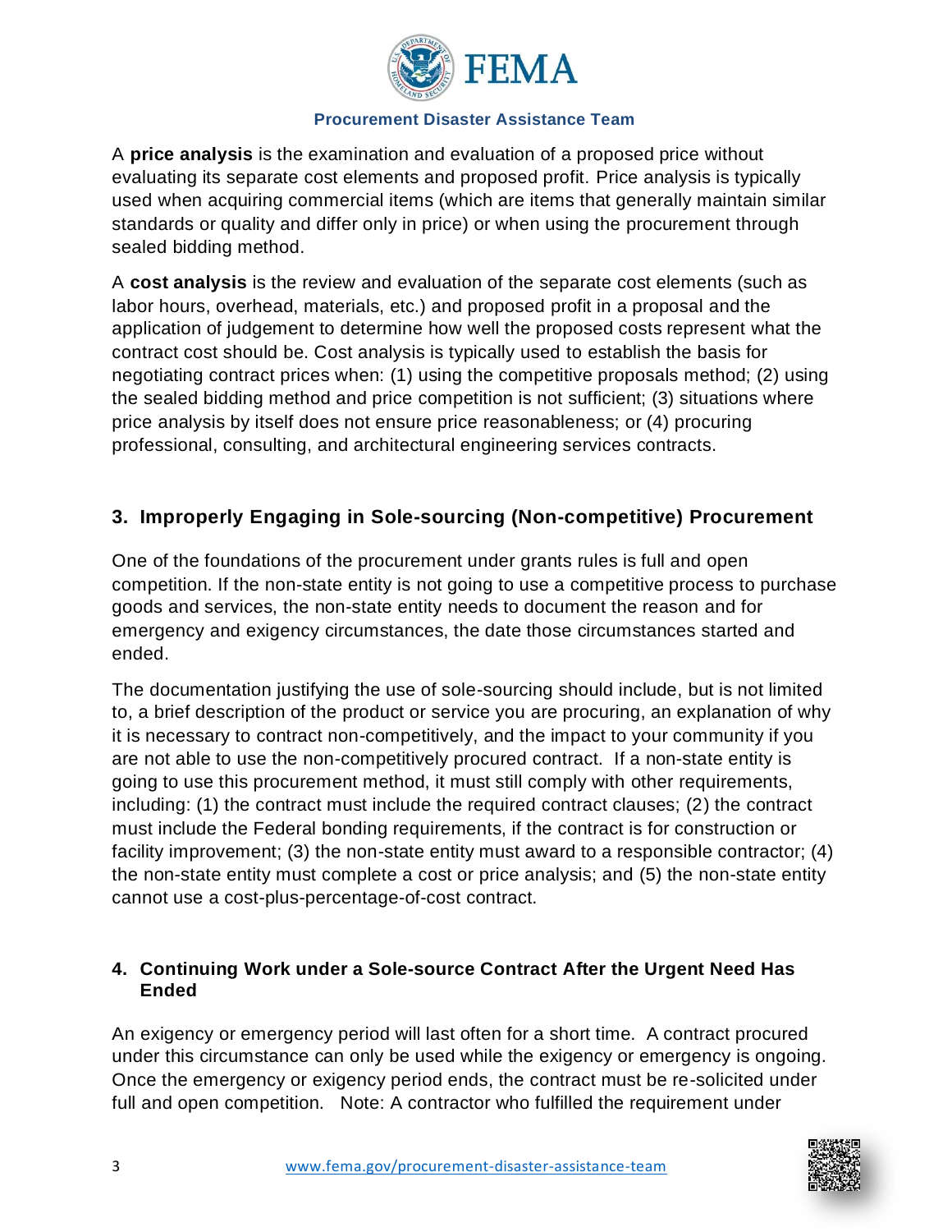A **price analysis** is the examination and evaluation of a proposed price without evaluating its separate cost elements and proposed profit. Price analysis is typically used when acquiring commercial items (which are items that generally maintain similar standards or quality and differ only in price) or when using the procurement through sealed bidding method.

A **cost analysis** is the review and evaluation of the separate cost elements (such as labor hours, overhead, materials, etc.) and proposed profit in a proposal and the application of judgement to determine how well the proposed costs represent what the contract cost should be. Cost analysis is typically used to establish the basis for negotiating contract prices when: (1) using the competitive proposals method; (2) using the sealed bidding method and price competition is not sufficient; (3) situations where price analysis by itself does not ensure price reasonableness; or (4) procuring professional, consulting, and architectural engineering services contracts.

## 3. Improperly Engaging in Sole-sourcing (Non-competitive) Procurement

One of the foundations of the procurement under grants rules is full and open competition. If the non-state entity is not going to use a competitive process to purchase goods and services, the non-state entity needs to document the reason and for emergency and exigency circumstances, the date those circumstances started and ended.

The documentation justifying the use of sole-sourcing should include, but is not limited to, a brief description of the product or service you are procuring, an explanation of why it is necessary to contract non-competitively, and the impact to your community if you are not able to use the non-competitively procured contract. If a non-state entity is going to use this procurement method, it must still comply with other requirements, including: (1) the contract must include the required contract clauses; (2) the contract must include the Federal bonding requirements, if the contract is for construction or facility improvement; (3) the non-state entity must award to a responsible contractor; (4) the non-state entity must complete a cost or price analysis; and (5) the non-state entity cannot use a cost-plus-percentage-of-cost contract.

## 4. Continuing Work under a Sole-source Contract After the Urgent Need Has Ended

An exigency or emergency period will last often for a short time. A contract procured under this circumstance can only be used while the exigency or emergency is ongoing. Once the emergency or exigency period ends, the contract must be re-solicited under full and open competition. Note: A contractor who fulfilled the requirement under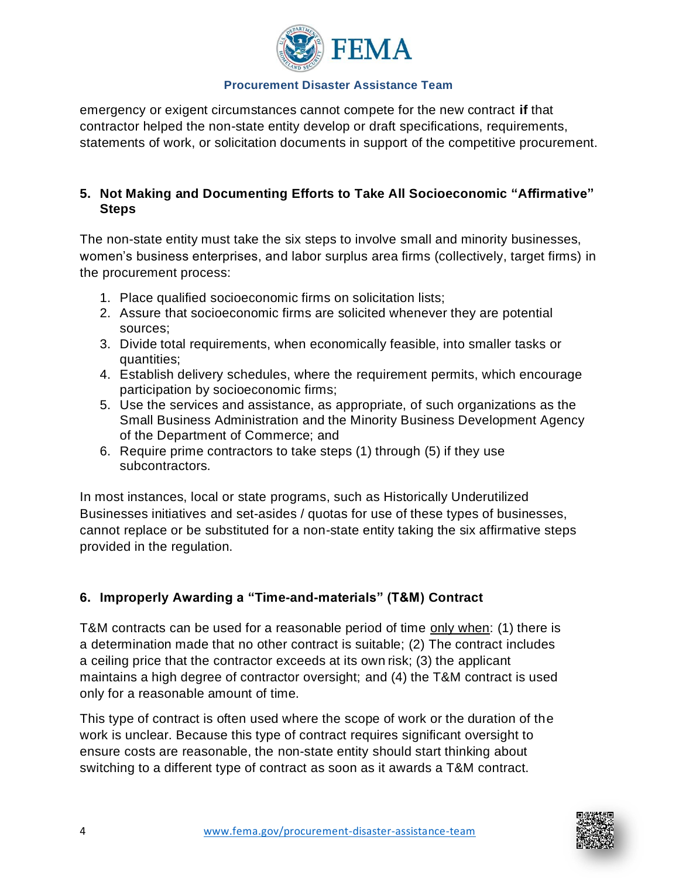emergency or exigent circumstances cannot compete for the new contract **if** that contractor helped the non-state entity develop or draft specifications, requirements, statements of work, or solicitation documents in support of the competitive procurement.

## 5. Not Making and Documenting Efforts to Take All Socioeconomic “Affirmative” Steps

The non-state entity must take the six steps to involve small and minority businesses, women’s business enterprises, and labor surplus area firms (collectively, target firms) in the procurement process:

1. Place qualified socioeconomic firms on solicitation lists;
2. Assure that socioeconomic firms are solicited whenever they are potential sources;
3. Divide total requirements, when economically feasible, into smaller tasks or quantities;
4. Establish delivery schedules, where the requirement permits, which encourage participation by socioeconomic firms;
5. Use the services and assistance, as appropriate, of such organizations as the Small Business Administration and the Minority Business Development Agency of the Department of Commerce; and
6. Require prime contractors to take steps (1) through (5) if they use subcontractors.

In most instances, local or state programs, such as Historically Underutilized Businesses initiatives and set-asides / quotas for use of these types of businesses, cannot replace or be substituted for a non-state entity taking the six affirmative steps provided in the regulation.

## 6. Improperly Awarding a “Time-and-materials” (T&M) Contract

T&M contracts can be used for a reasonable period of time only when: (1) there is a determination made that no other contract is suitable; (2) The contract includes a ceiling price that the contractor exceeds at its own risk; (3) the applicant maintains a high degree of contractor oversight; and (4) the T&M contract is used only for a reasonable amount of time.

This type of contract is often used where the scope of work or the duration of the work is unclear. Because this type of contract requires significant oversight to ensure costs are reasonable, the non-state entity should start thinking about switching to a different type of contract as soon as it awards a T&M contract.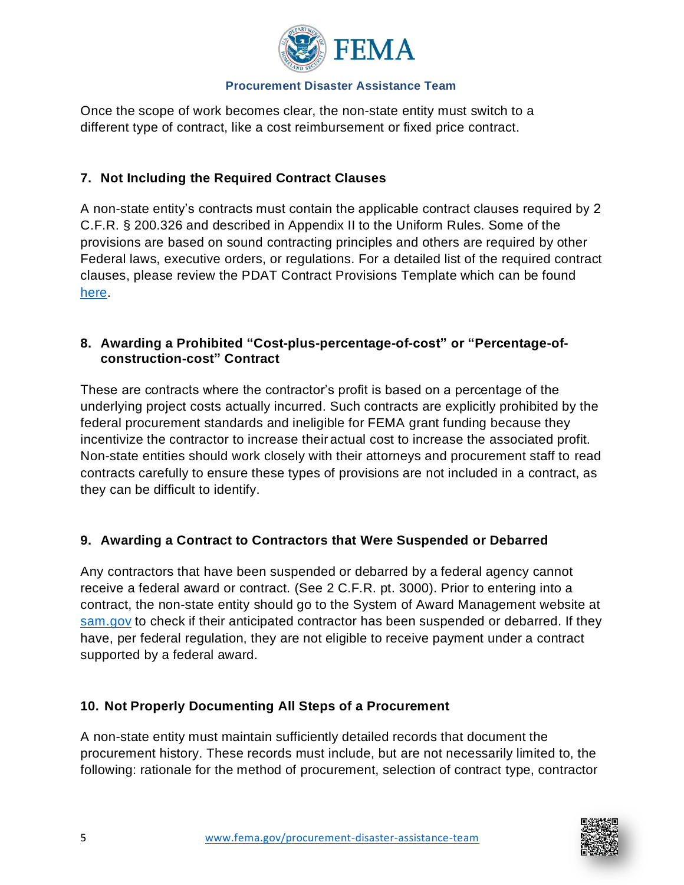Once the scope of work becomes clear, the non-state entity must switch to a different type of contract, like a cost reimbursement or fixed price contract.

### 7. Not Including the Required Contract Clauses

A non-state entity's contracts must contain the applicable contract clauses required by 2 C.F.R. § 200.326 and described in Appendix II to the Uniform Rules. Some of the provisions are based on sound contracting principles and others are required by other Federal laws, executive orders, or regulations. For a detailed list of the required contract clauses, please review the PDAT Contract Provisions Template which can be found here.

### 8. Awarding a Prohibited "Cost-plus-percentage-of-cost" or "Percentage-of-construction-cost" Contract

These are contracts where the contractor's profit is based on a percentage of the underlying project costs actually incurred. Such contracts are explicitly prohibited by the federal procurement standards and ineligible for FEMA grant funding because they incentivize the contractor to increase their actual cost to increase the associated profit. Non-state entities should work closely with their attorneys and procurement staff to read contracts carefully to ensure these types of provisions are not included in a contract, as they can be difficult to identify.

### 9. Awarding a Contract to Contractors that Were Suspended or Debarred

Any contractors that have been suspended or debarred by a federal agency cannot receive a federal award or contract. (See 2 C.F.R. pt. 3000). Prior to entering into a contract, the non-state entity should go to the System of Award Management website at sam.gov to check if their anticipated contractor has been suspended or debarred. If they have, per federal regulation, they are not eligible to receive payment under a contract supported by a federal award.

### 10. Not Properly Documenting All Steps of a Procurement

A non-state entity must maintain sufficiently detailed records that document the procurement history. These records must include, but are not necessarily limited to, the following: rationale for the method of procurement, selection of contract type, contractor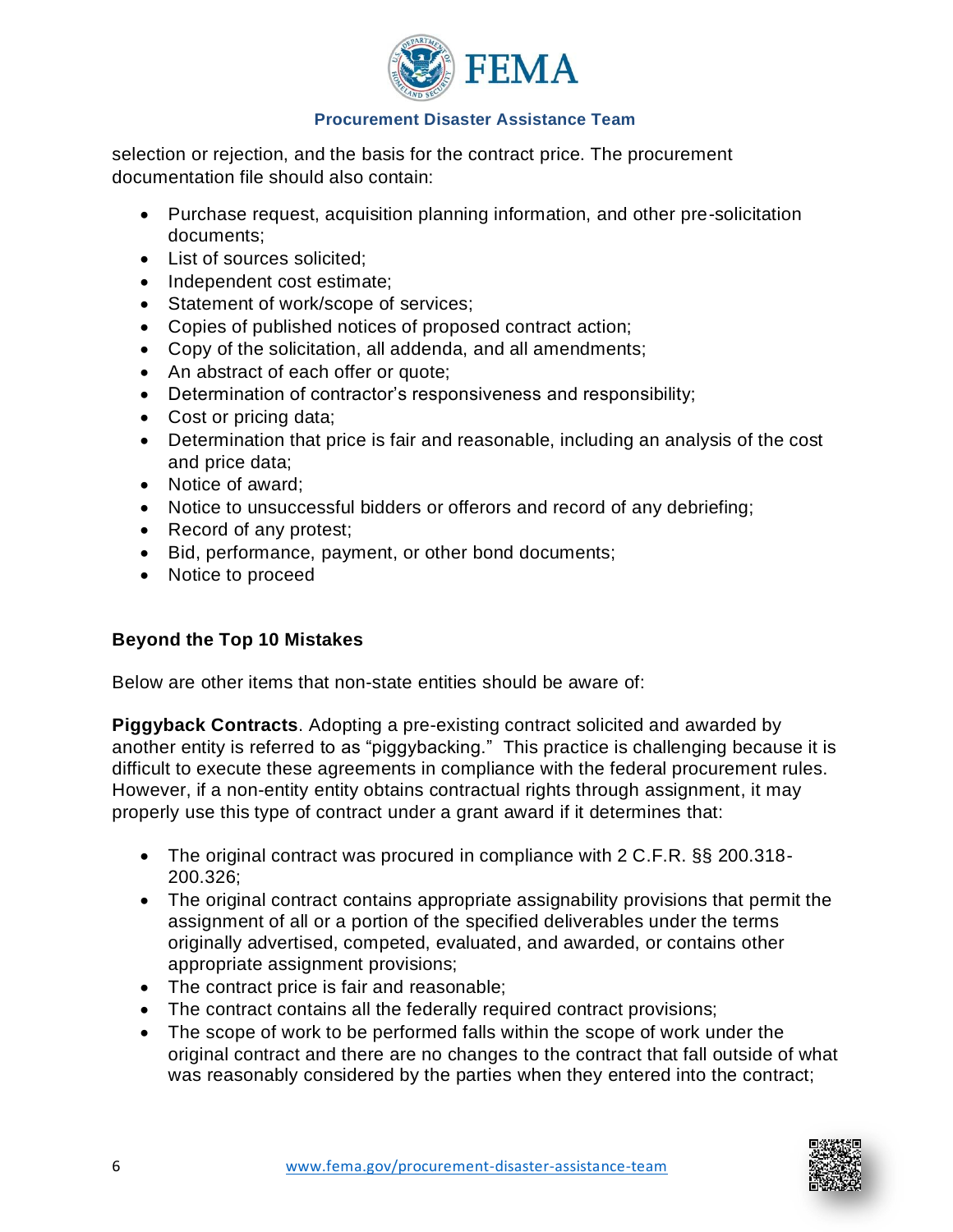selection or rejection, and the basis for the contract price. The procurement documentation file should also contain:

- Purchase request, acquisition planning information, and other pre-solicitation documents;
- List of sources solicited;
- Independent cost estimate;
- Statement of work/scope of services;
- Copies of published notices of proposed contract action;
- Copy of the solicitation, all addenda, and all amendments;
- An abstract of each offer or quote;
- Determination of contractor's responsiveness and responsibility;
- Cost or pricing data;
- Determination that price is fair and reasonable, including an analysis of the cost and price data;
- Notice of award;
- Notice to unsuccessful bidders or offerors and record of any debriefing;
- Record of any protest;
- Bid, performance, payment, or other bond documents;
- Notice to proceed

**Beyond the Top 10 Mistakes**

Below are other items that non-state entities should be aware of:

**Piggyback Contracts**. Adopting a pre-existing contract solicited and awarded by another entity is referred to as "piggybacking." This practice is challenging because it is difficult to execute these agreements in compliance with the federal procurement rules. However, if a non-entity entity obtains contractual rights through assignment, it may properly use this type of contract under a grant award if it determines that:

- The original contract was procured in compliance with 2 C.F.R. §§ 200.318-200.326;
- The original contract contains appropriate assignability provisions that permit the assignment of all or a portion of the specified deliverables under the terms originally advertised, competed, evaluated, and awarded, or contains other appropriate assignment provisions;
- The contract price is fair and reasonable;
- The contract contains all the federally required contract provisions;
- The scope of work to be performed falls within the scope of work under the original contract and there are no changes to the contract that fall outside of what was reasonably considered by the parties when they entered into the contract;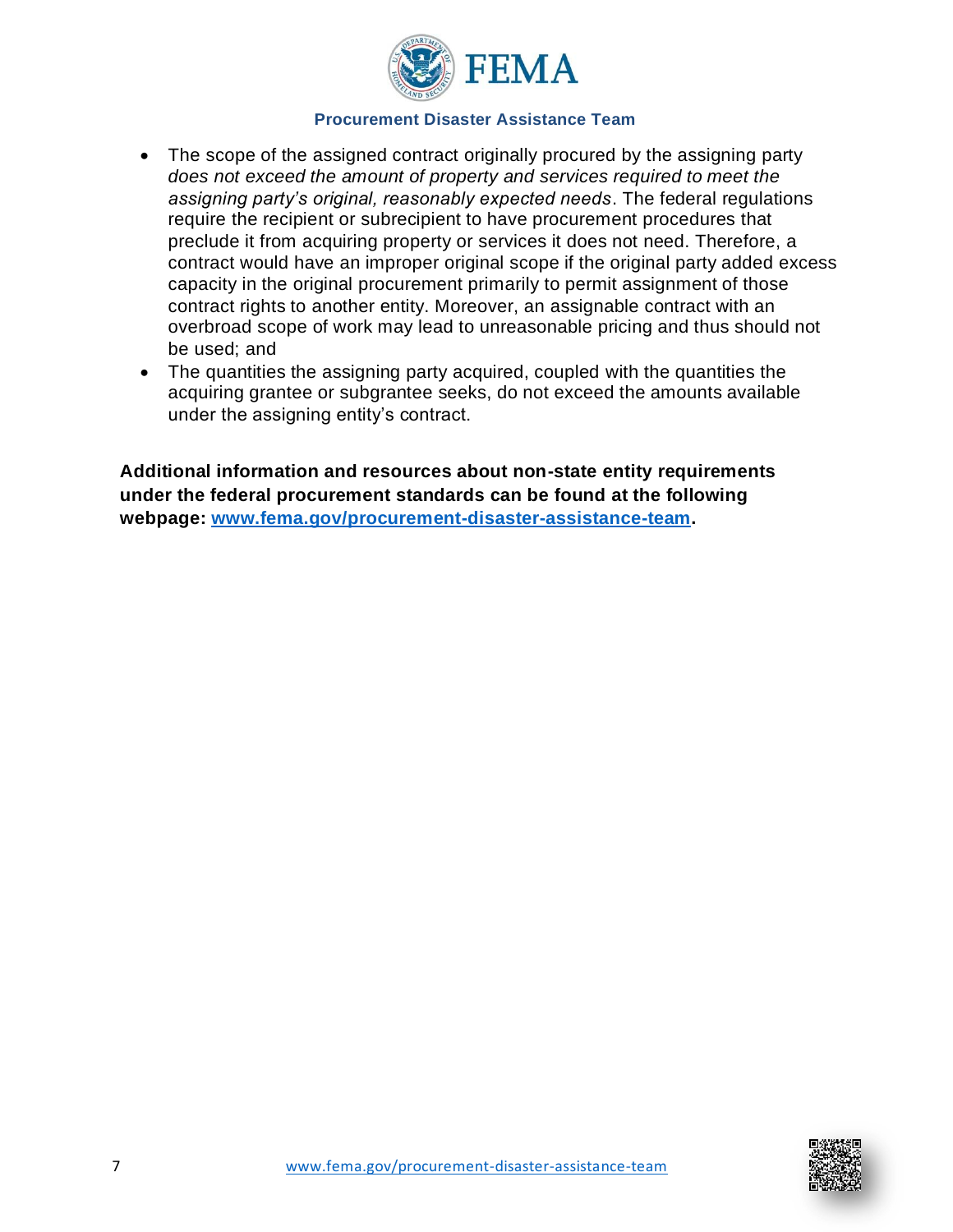- The scope of the assigned contract originally procured by the assigning party *does not exceed the amount of property and services required to meet the assigning party's original, reasonably expected needs*. The federal regulations require the recipient or subrecipient to have procurement procedures that preclude it from acquiring property or services it does not need. Therefore, a contract would have an improper original scope if the original party added excess capacity in the original procurement primarily to permit assignment of those contract rights to another entity. Moreover, an assignable contract with an overbroad scope of work may lead to unreasonable pricing and thus should not be used; and
- The quantities the assigning party acquired, coupled with the quantities the acquiring grantee or subgrantee seeks, do not exceed the amounts available under the assigning entity's contract.

**Additional information and resources about non-state entity requirements under the federal procurement standards can be found at the following webpage: [www.fema.gov/procurement-disaster-assistance-team](www.fema.gov/procurement-disaster-assistance-team).**